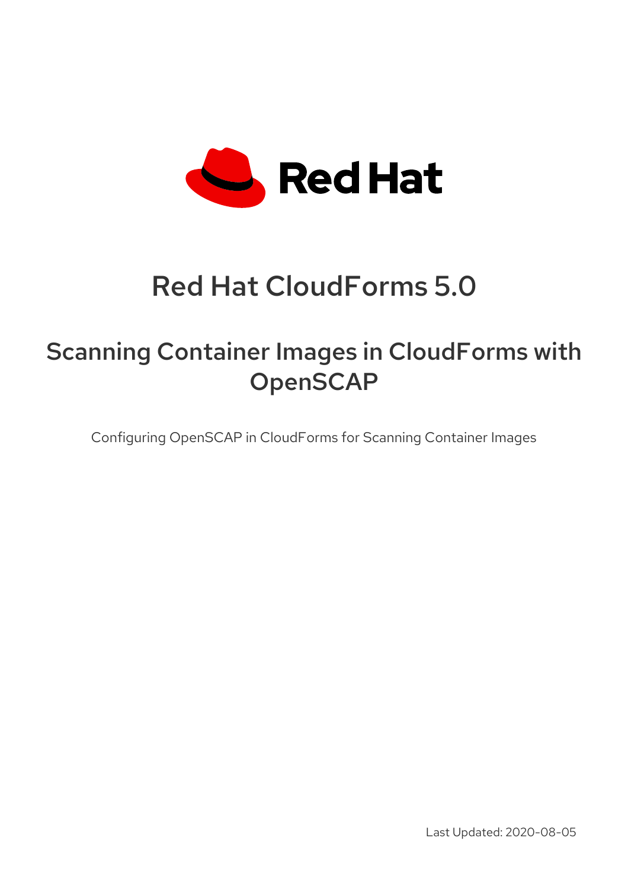# Red Hat CloudForms 5.0

## Scanning Container Images in CloudForms with OpenSCAP

Configuring OpenSCAP in CloudForms for Scanning Container Images

Last Updated: 2020-08-05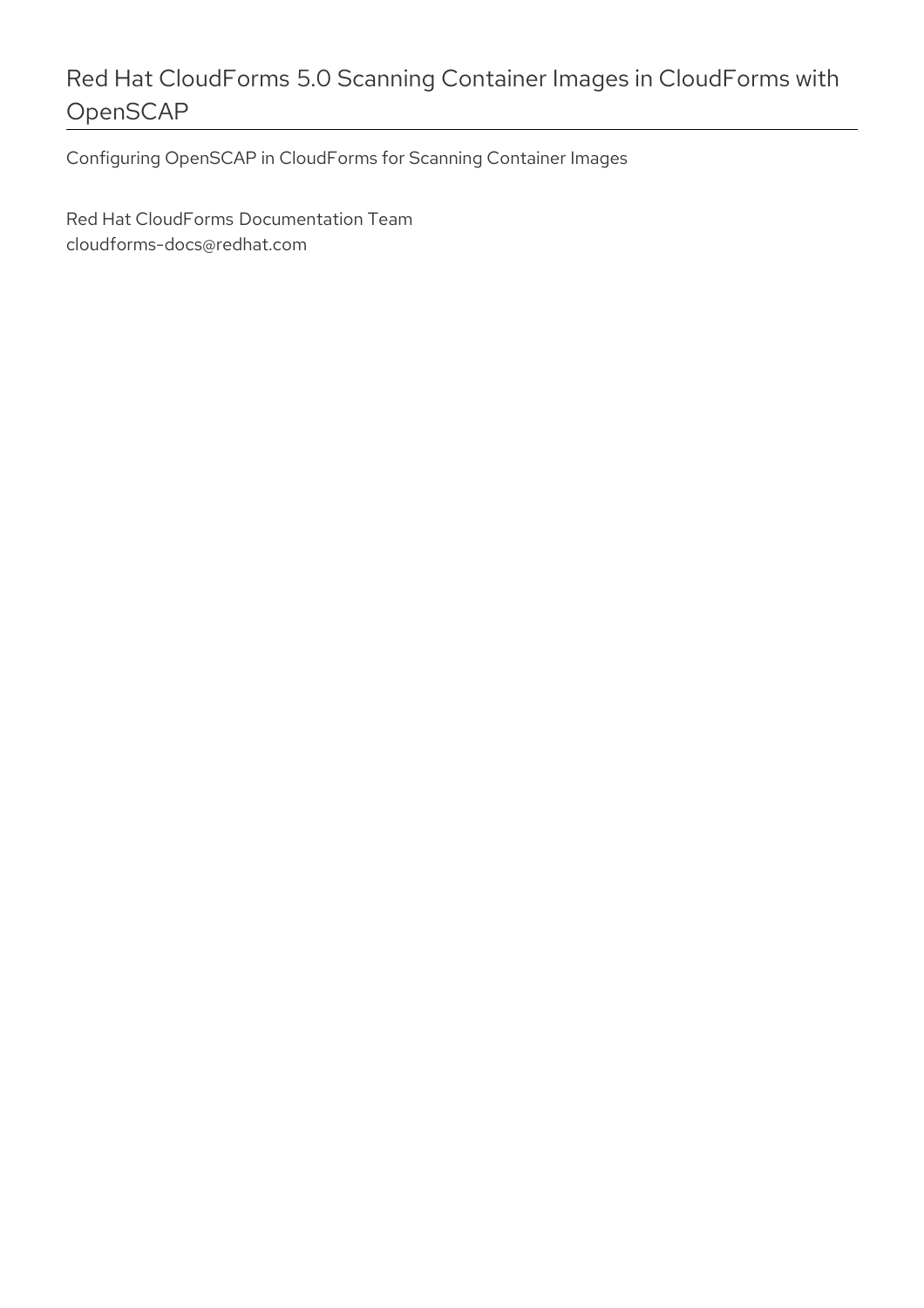# Red Hat CloudForms 5.0 Scanning Container Images in CloudForms with OpenSCAP

Configuring OpenSCAP in CloudForms for Scanning Container Images

Red Hat CloudForms Documentation Team
cloudforms-docs@redhat.com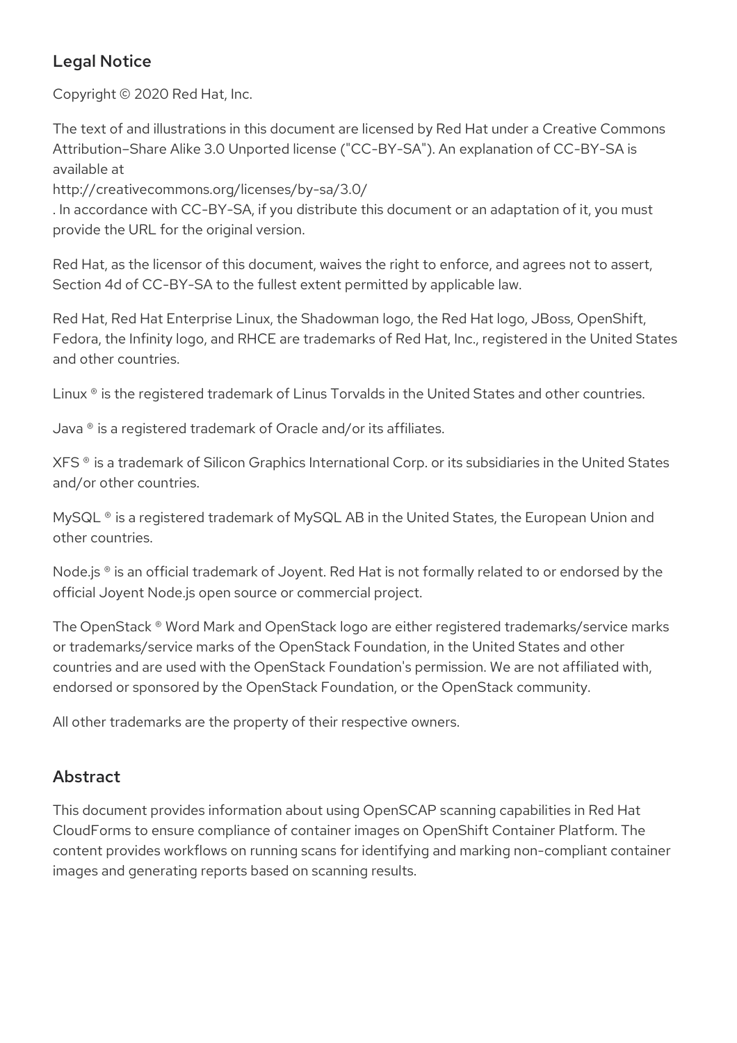## Legal Notice

Copyright © 2020 Red Hat, Inc.

The text of and illustrations in this document are licensed by Red Hat under a Creative Commons Attribution–Share Alike 3.0 Unported license ("CC-BY-SA"). An explanation of CC-BY-SA is available at
http://creativecommons.org/licenses/by-sa/3.0/
. In accordance with CC-BY-SA, if you distribute this document or an adaptation of it, you must provide the URL for the original version.

Red Hat, as the licensor of this document, waives the right to enforce, and agrees not to assert, Section 4d of CC-BY-SA to the fullest extent permitted by applicable law.

Red Hat, Red Hat Enterprise Linux, the Shadowman logo, the Red Hat logo, JBoss, OpenShift, Fedora, the Infinity logo, and RHCE are trademarks of Red Hat, Inc., registered in the United States and other countries.

Linux ® is the registered trademark of Linus Torvalds in the United States and other countries.

Java ® is a registered trademark of Oracle and/or its affiliates.

XFS ® is a trademark of Silicon Graphics International Corp. or its subsidiaries in the United States and/or other countries.

MySQL ® is a registered trademark of MySQL AB in the United States, the European Union and other countries.

Node.js ® is an official trademark of Joyent. Red Hat is not formally related to or endorsed by the official Joyent Node.js open source or commercial project.

The OpenStack ® Word Mark and OpenStack logo are either registered trademarks/service marks or trademarks/service marks of the OpenStack Foundation, in the United States and other countries and are used with the OpenStack Foundation's permission. We are not affiliated with, endorsed or sponsored by the OpenStack Foundation, or the OpenStack community.

All other trademarks are the property of their respective owners.

## Abstract

This document provides information about using OpenSCAP scanning capabilities in Red Hat CloudForms to ensure compliance of container images on OpenShift Container Platform. The content provides workflows on running scans for identifying and marking non-compliant container images and generating reports based on scanning results.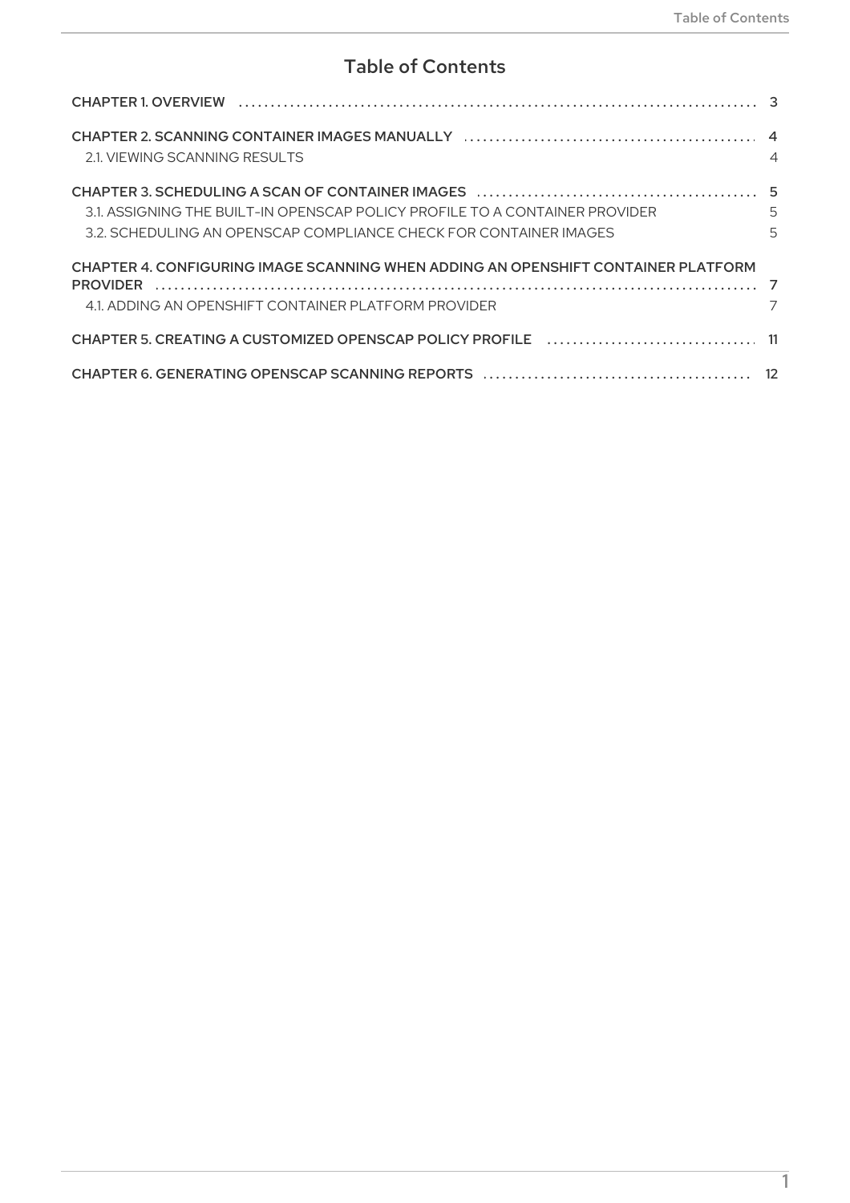# Table of Contents

CHAPTER 1. OVERVIEW .......... 3

CHAPTER 2. SCANNING CONTAINER IMAGES MANUALLY .......... 4
- 2.1. VIEWING SCANNING RESULTS .......... 4

CHAPTER 3. SCHEDULING A SCAN OF CONTAINER IMAGES .......... 5
- 3.1. ASSIGNING THE BUILT-IN OPENSCAP POLICY PROFILE TO A CONTAINER PROVIDER .......... 5
- 3.2. SCHEDULING AN OPENSCAP COMPLIANCE CHECK FOR CONTAINER IMAGES .......... 5

CHAPTER 4. CONFIGURING IMAGE SCANNING WHEN ADDING AN OPENSHIFT CONTAINER PLATFORM PROVIDER .......... 7
- 4.1. ADDING AN OPENSHIFT CONTAINER PLATFORM PROVIDER .......... 7

CHAPTER 5. CREATING A CUSTOMIZED OPENSCAP POLICY PROFILE .......... 11

CHAPTER 6. GENERATING OPENSCAP SCANNING REPORTS .......... 12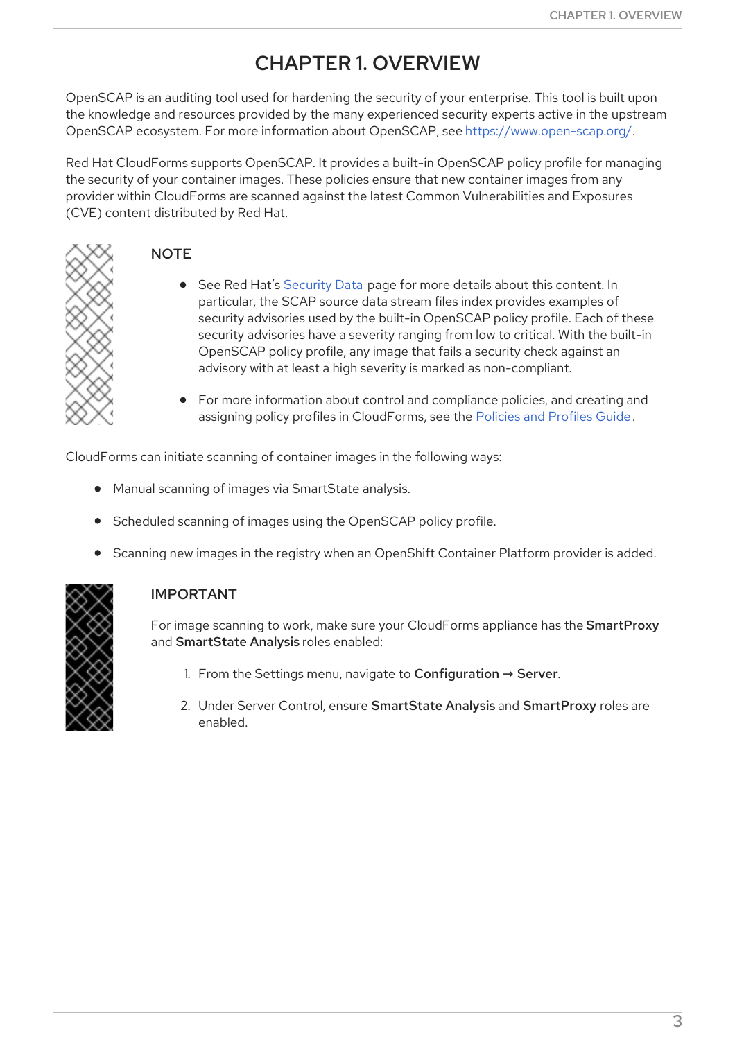# CHAPTER 1. OVERVIEW

OpenSCAP is an auditing tool used for hardening the security of your enterprise. This tool is built upon the knowledge and resources provided by the many experienced security experts active in the upstream OpenSCAP ecosystem. For more information about OpenSCAP, see https://www.open-scap.org/.

Red Hat CloudForms supports OpenSCAP. It provides a built-in OpenSCAP policy profile for managing the security of your container images. These policies ensure that new container images from any provider within CloudForms are scanned against the latest Common Vulnerabilities and Exposures (CVE) content distributed by Red Hat.

> **NOTE**
>
> - See Red Hat's Security Data page for more details about this content. In particular, the SCAP source data stream files index provides examples of security advisories used by the built-in OpenSCAP policy profile. Each of these security advisories have a severity ranging from low to critical. With the built-in OpenSCAP policy profile, any image that fails a security check against an advisory with at least a high severity is marked as non-compliant.
> - For more information about control and compliance policies, and creating and assigning policy profiles in CloudForms, see the Policies and Profiles Guide.

CloudForms can initiate scanning of container images in the following ways:

- Manual scanning of images via SmartState analysis.
- Scheduled scanning of images using the OpenSCAP policy profile.
- Scanning new images in the registry when an OpenShift Container Platform provider is added.

> **IMPORTANT**
>
> For image scanning to work, make sure your CloudForms appliance has the **SmartProxy** and **SmartState Analysis** roles enabled:
>
> 1. From the Settings menu, navigate to **Configuration → Server**.
> 2. Under Server Control, ensure **SmartState Analysis** and **SmartProxy** roles are enabled.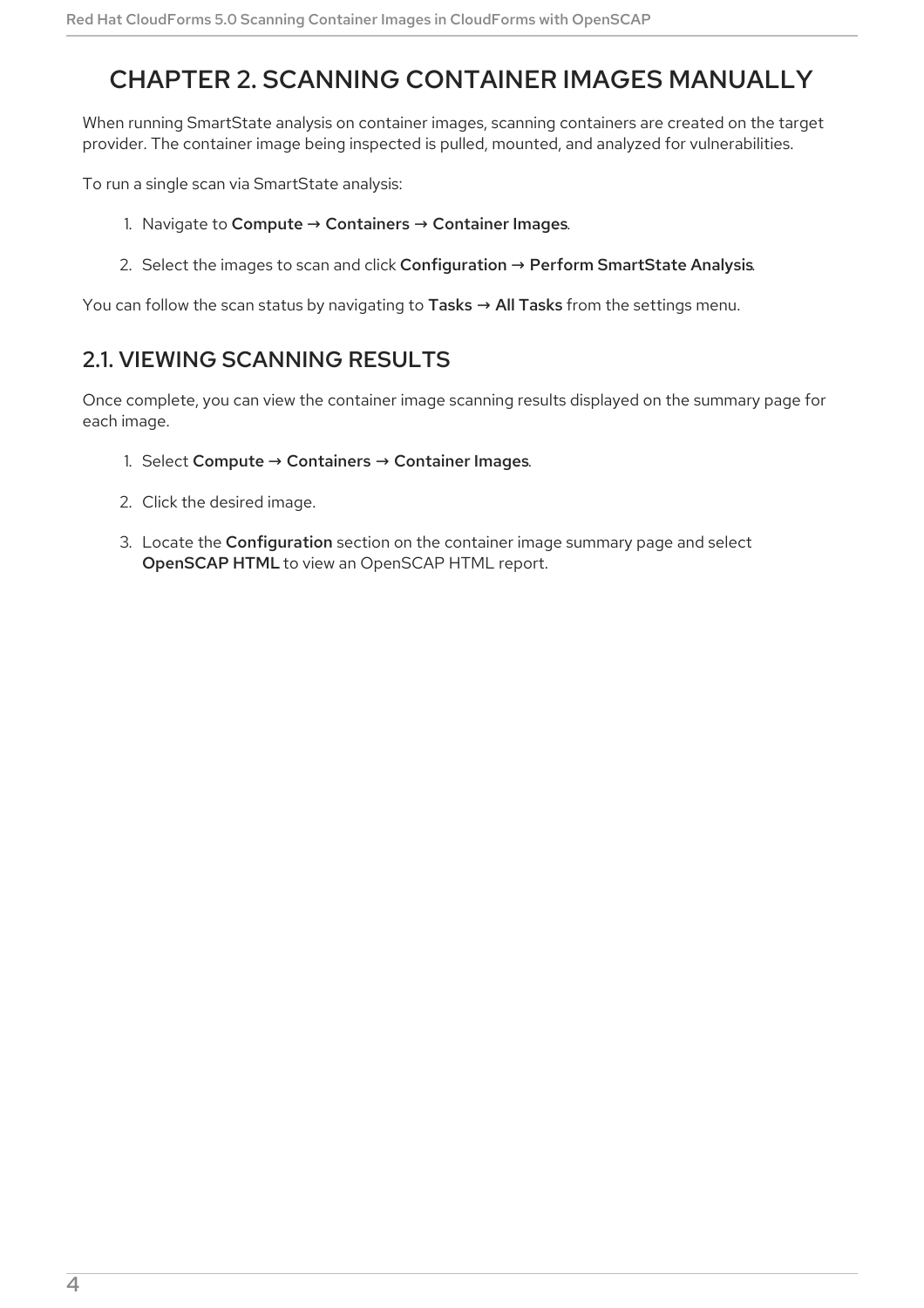# CHAPTER 2. SCANNING CONTAINER IMAGES MANUALLY

When running SmartState analysis on container images, scanning containers are created on the target provider. The container image being inspected is pulled, mounted, and analyzed for vulnerabilities.

To run a single scan via SmartState analysis:

1. Navigate to **Compute → Containers → Container Images**.
2. Select the images to scan and click **Configuration → Perform SmartState Analysis**.

You can follow the scan status by navigating to **Tasks → All Tasks** from the settings menu.

## 2.1. VIEWING SCANNING RESULTS

Once complete, you can view the container image scanning results displayed on the summary page for each image.

1. Select **Compute → Containers → Container Images**.
2. Click the desired image.
3. Locate the **Configuration** section on the container image summary page and select **OpenSCAP HTML** to view an OpenSCAP HTML report.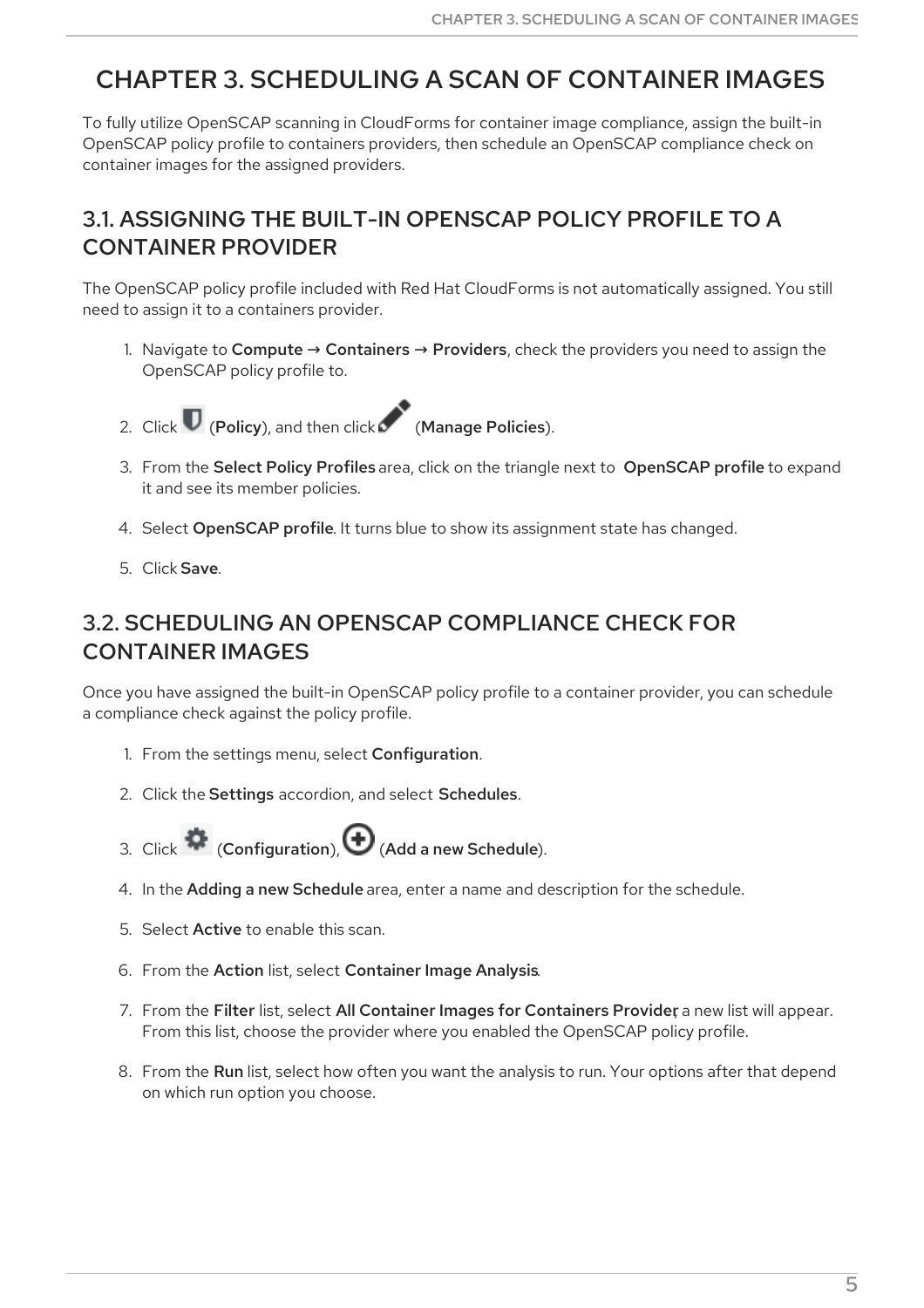# CHAPTER 3. SCHEDULING A SCAN OF CONTAINER IMAGES

To fully utilize OpenSCAP scanning in CloudForms for container image compliance, assign the built-in OpenSCAP policy profile to containers providers, then schedule an OpenSCAP compliance check on container images for the assigned providers.

## 3.1. ASSIGNING THE BUILT-IN OPENSCAP POLICY PROFILE TO A CONTAINER PROVIDER

The OpenSCAP policy profile included with Red Hat CloudForms is not automatically assigned. You still need to assign it to a containers provider.

1. Navigate to **Compute → Containers → Providers**, check the providers you need to assign the OpenSCAP policy profile to.
2. Click (**Policy**), and then click (**Manage Policies**).
3. From the **Select Policy Profiles** area, click on the triangle next to **OpenSCAP profile** to expand it and see its member policies.
4. Select **OpenSCAP profile**. It turns blue to show its assignment state has changed.
5. Click **Save**.

## 3.2. SCHEDULING AN OPENSCAP COMPLIANCE CHECK FOR CONTAINER IMAGES

Once you have assigned the built-in OpenSCAP policy profile to a container provider, you can schedule a compliance check against the policy profile.

1. From the settings menu, select **Configuration**.
2. Click the **Settings** accordion, and select **Schedules**.
3. Click (**Configuration**), (**Add a new Schedule**).
4. In the **Adding a new Schedule** area, enter a name and description for the schedule.
5. Select **Active** to enable this scan.
6. From the **Action** list, select **Container Image Analysis**.
7. From the **Filter** list, select **All Container Images for Containers Provider**; a new list will appear. From this list, choose the provider where you enabled the OpenSCAP policy profile.
8. From the **Run** list, select how often you want the analysis to run. Your options after that depend on which run option you choose.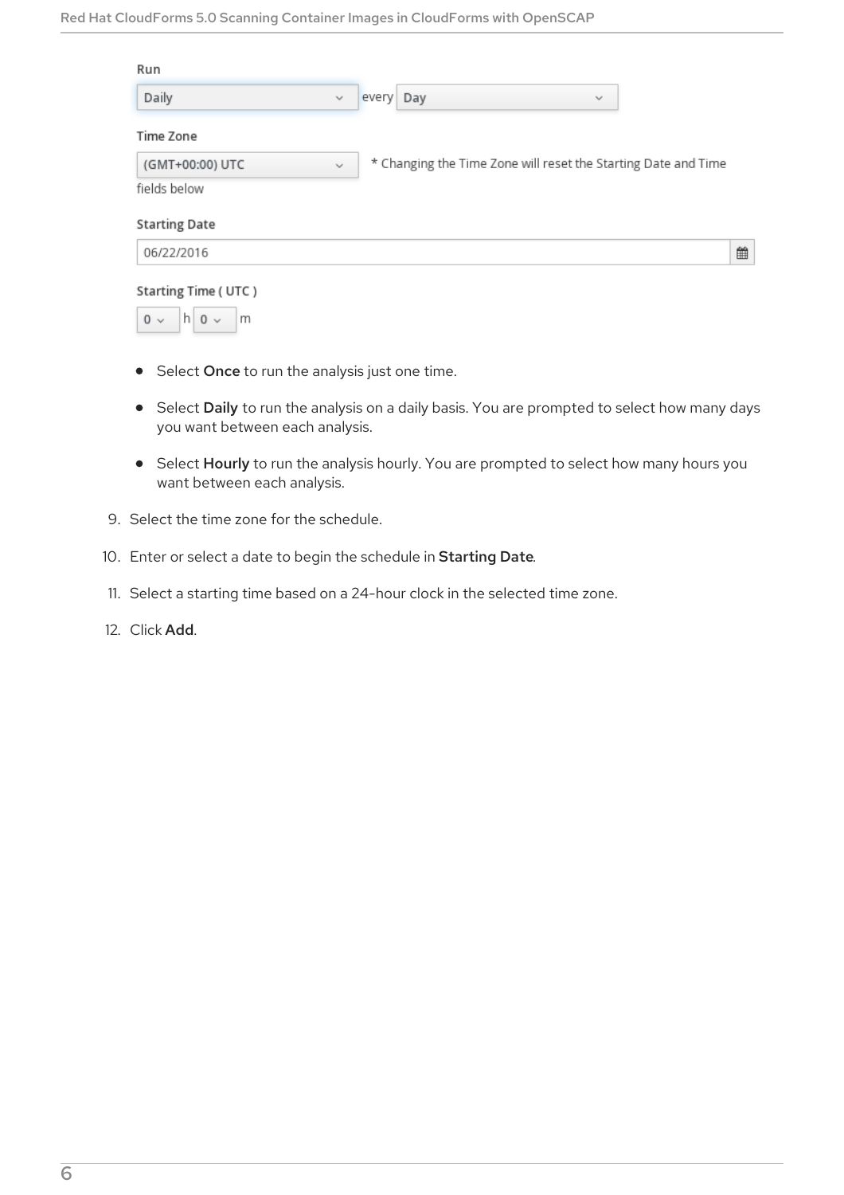Run

Daily every Day

Time Zone

(GMT+00:00) UTC * Changing the Time Zone will reset the Starting Date and Time fields below

Starting Date

06/22/2016

Starting Time ( UTC )

0 h 0 m

- Select **Once** to run the analysis just one time.
- Select **Daily** to run the analysis on a daily basis. You are prompted to select how many days you want between each analysis.
- Select **Hourly** to run the analysis hourly. You are prompted to select how many hours you want between each analysis.

9. Select the time zone for the schedule.
10. Enter or select a date to begin the schedule in **Starting Date**.
11. Select a starting time based on a 24-hour clock in the selected time zone.
12. Click **Add**.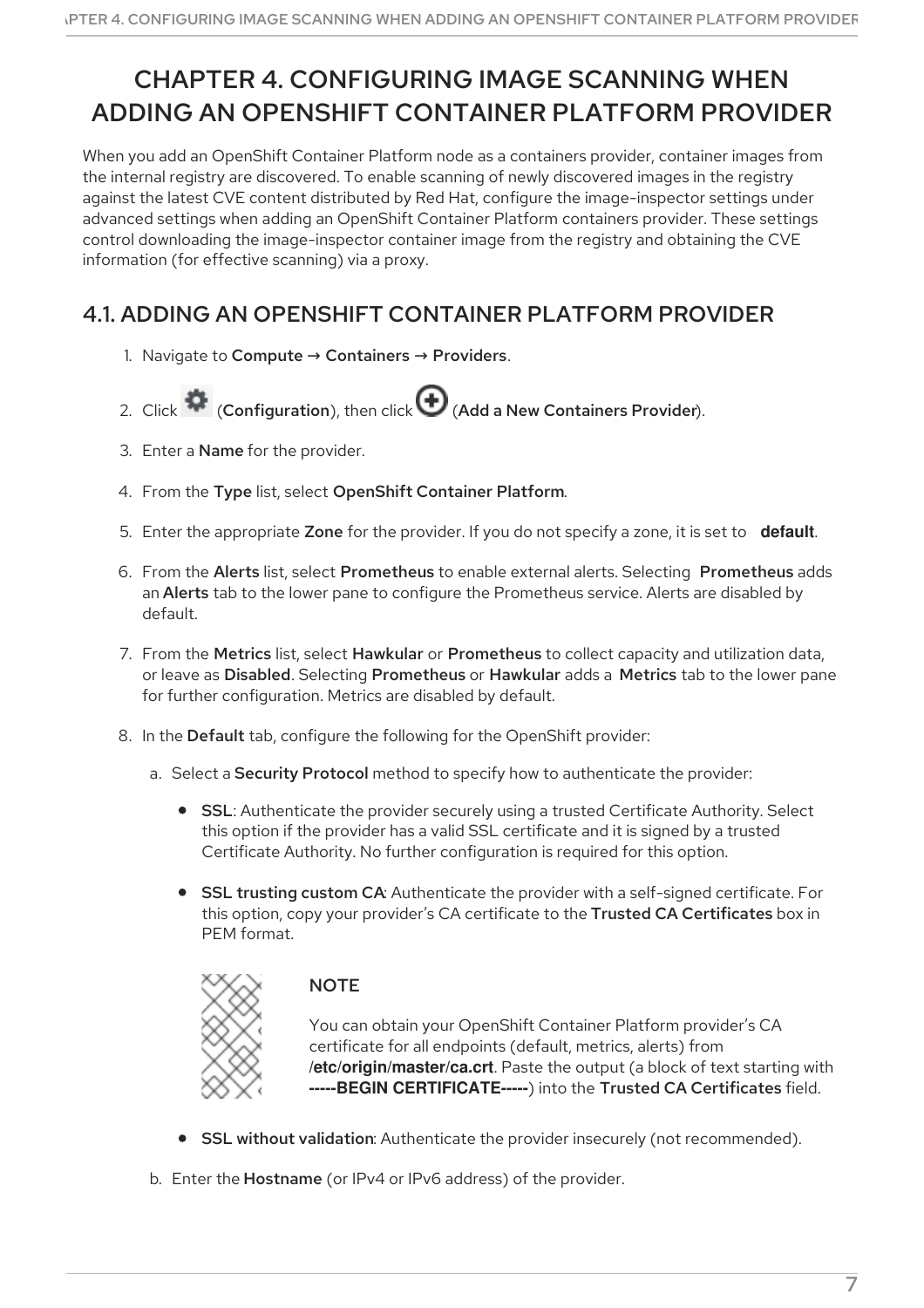# CHAPTER 4. CONFIGURING IMAGE SCANNING WHEN ADDING AN OPENSHIFT CONTAINER PLATFORM PROVIDER

When you add an OpenShift Container Platform node as a containers provider, container images from the internal registry are discovered. To enable scanning of newly discovered images in the registry against the latest CVE content distributed by Red Hat, configure the image-inspector settings under advanced settings when adding an OpenShift Container Platform containers provider. These settings control downloading the image-inspector container image from the registry and obtaining the CVE information (for effective scanning) via a proxy.

## 4.1. ADDING AN OPENSHIFT CONTAINER PLATFORM PROVIDER

1. Navigate to **Compute → Containers → Providers**.
2. Click (**Configuration**), then click (**Add a New Containers Provider**).
3. Enter a **Name** for the provider.
4. From the **Type** list, select **OpenShift Container Platform**.
5. Enter the appropriate **Zone** for the provider. If you do not specify a zone, it is set to **default**.
6. From the **Alerts** list, select **Prometheus** to enable external alerts. Selecting **Prometheus** adds an **Alerts** tab to the lower pane to configure the Prometheus service. Alerts are disabled by default.
7. From the **Metrics** list, select **Hawkular** or **Prometheus** to collect capacity and utilization data, or leave as **Disabled**. Selecting **Prometheus** or **Hawkular** adds a **Metrics** tab to the lower pane for further configuration. Metrics are disabled by default.
8. In the **Default** tab, configure the following for the OpenShift provider:
   a. Select a **Security Protocol** method to specify how to authenticate the provider:
      - **SSL**: Authenticate the provider securely using a trusted Certificate Authority. Select this option if the provider has a valid SSL certificate and it is signed by a trusted Certificate Authority. No further configuration is required for this option.
      - **SSL trusting custom CA**: Authenticate the provider with a self-signed certificate. For this option, copy your provider's CA certificate to the **Trusted CA Certificates** box in PEM format.

        > **NOTE**
        >
        > You can obtain your OpenShift Container Platform provider's CA certificate for all endpoints (default, metrics, alerts) from **/etc/origin/master/ca.crt**. Paste the output (a block of text starting with **-----BEGIN CERTIFICATE-----**) into the **Trusted CA Certificates** field.

      - **SSL without validation**: Authenticate the provider insecurely (not recommended).

   b. Enter the **Hostname** (or IPv4 or IPv6 address) of the provider.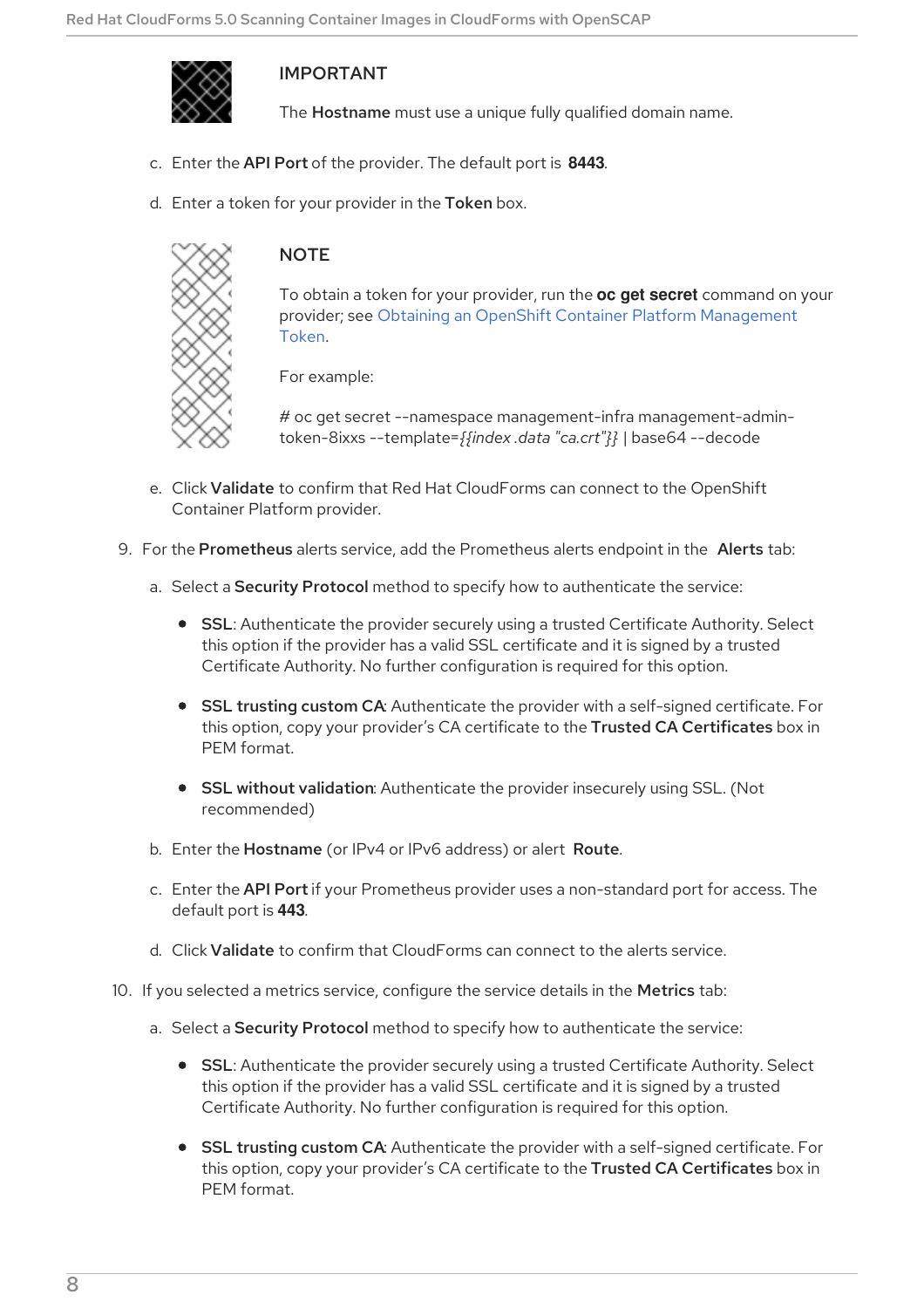> **IMPORTANT**
>
> The **Hostname** must use a unique fully qualified domain name.

c. Enter the **API Port** of the provider. The default port is **8443**.

d. Enter a token for your provider in the **Token** box.

> **NOTE**
>
> To obtain a token for your provider, run the **oc get secret** command on your provider; see Obtaining an OpenShift Container Platform Management Token.
>
> For example:
>
> # oc get secret --namespace management-infra management-admin-token-8ixxs --template=*{{index .data "ca.crt"}}* | base64 --decode

e. Click **Validate** to confirm that Red Hat CloudForms can connect to the OpenShift Container Platform provider.

9. For the **Prometheus** alerts service, add the Prometheus alerts endpoint in the **Alerts** tab:

   a. Select a **Security Protocol** method to specify how to authenticate the service:

      - **SSL**: Authenticate the provider securely using a trusted Certificate Authority. Select this option if the provider has a valid SSL certificate and it is signed by a trusted Certificate Authority. No further configuration is required for this option.
      - **SSL trusting custom CA**: Authenticate the provider with a self-signed certificate. For this option, copy your provider's CA certificate to the **Trusted CA Certificates** box in PEM format.
      - **SSL without validation**: Authenticate the provider insecurely using SSL. (Not recommended)

   b. Enter the **Hostname** (or IPv4 or IPv6 address) or alert **Route**.

   c. Enter the **API Port** if your Prometheus provider uses a non-standard port for access. The default port is **443**.

   d. Click **Validate** to confirm that CloudForms can connect to the alerts service.

10. If you selected a metrics service, configure the service details in the **Metrics** tab:

    a. Select a **Security Protocol** method to specify how to authenticate the service:

       - **SSL**: Authenticate the provider securely using a trusted Certificate Authority. Select this option if the provider has a valid SSL certificate and it is signed by a trusted Certificate Authority. No further configuration is required for this option.
       - **SSL trusting custom CA**: Authenticate the provider with a self-signed certificate. For this option, copy your provider's CA certificate to the **Trusted CA Certificates** box in PEM format.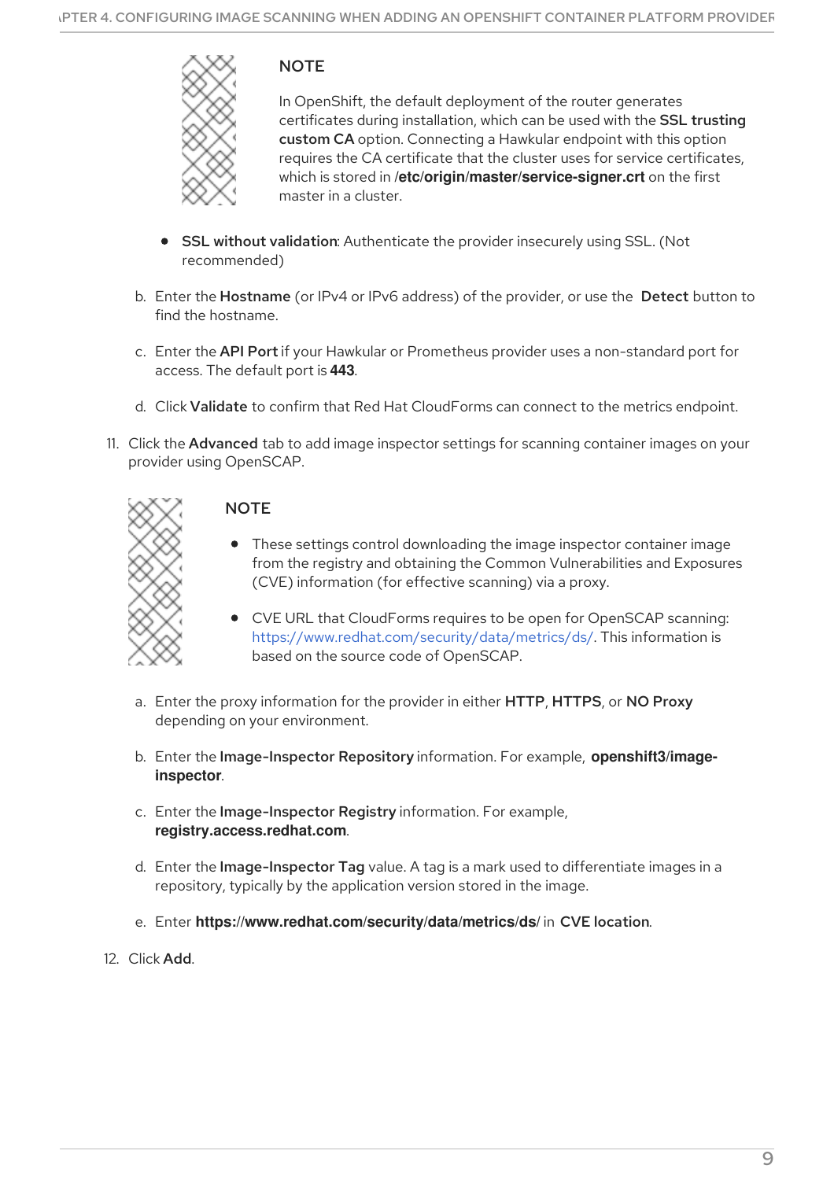> **NOTE**
>
> In OpenShift, the default deployment of the router generates certificates during installation, which can be used with the **SSL trusting custom CA** option. Connecting a Hawkular endpoint with this option requires the CA certificate that the cluster uses for service certificates, which is stored in **/etc/origin/master/service-signer.crt** on the first master in a cluster.

- **SSL without validation**: Authenticate the provider insecurely using SSL. (Not recommended)

b. Enter the **Hostname** (or IPv4 or IPv6 address) of the provider, or use the **Detect** button to find the hostname.

c. Enter the **API Port** if your Hawkular or Prometheus provider uses a non-standard port for access. The default port is **443**.

d. Click **Validate** to confirm that Red Hat CloudForms can connect to the metrics endpoint.

11. Click the **Advanced** tab to add image inspector settings for scanning container images on your provider using OpenSCAP.

> **NOTE**
>
> - These settings control downloading the image inspector container image from the registry and obtaining the Common Vulnerabilities and Exposures (CVE) information (for effective scanning) via a proxy.
> - CVE URL that CloudForms requires to be open for OpenSCAP scanning: https://www.redhat.com/security/data/metrics/ds/. This information is based on the source code of OpenSCAP.

a. Enter the proxy information for the provider in either **HTTP**, **HTTPS**, or **NO Proxy** depending on your environment.

b. Enter the **Image-Inspector Repository** information. For example, **openshift3/image-inspector**.

c. Enter the **Image-Inspector Registry** information. For example, **registry.access.redhat.com**.

d. Enter the **Image-Inspector Tag** value. A tag is a mark used to differentiate images in a repository, typically by the application version stored in the image.

e. Enter **https://www.redhat.com/security/data/metrics/ds/** in **CVE location**.

12. Click **Add**.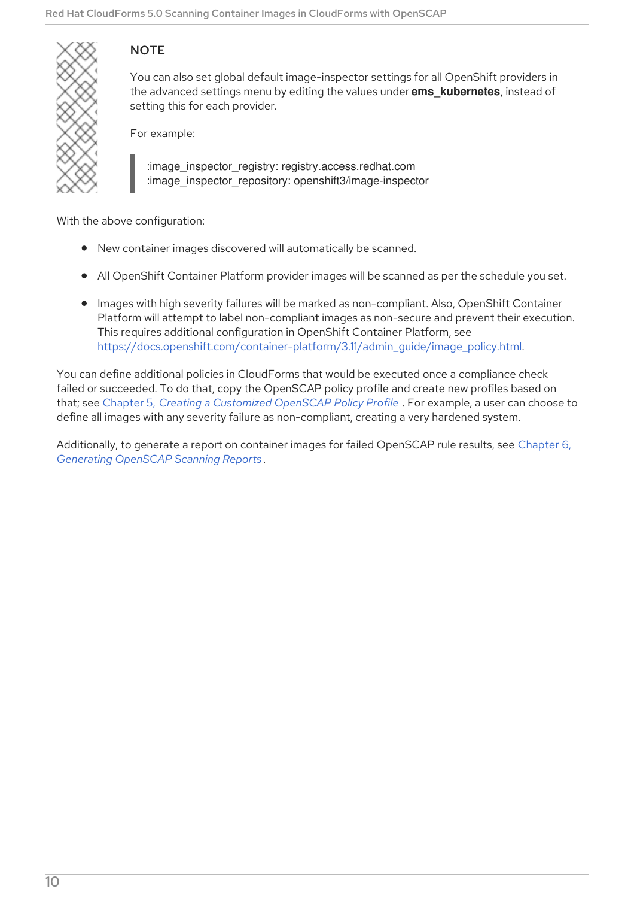> **NOTE**
>
> You can also set global default image-inspector settings for all OpenShift providers in the advanced settings menu by editing the values under **ems_kubernetes**, instead of setting this for each provider.
>
> For example:
>
> ```
> :image_inspector_registry: registry.access.redhat.com
> :image_inspector_repository: openshift3/image-inspector
> ```

With the above configuration:

- New container images discovered will automatically be scanned.
- All OpenShift Container Platform provider images will be scanned as per the schedule you set.
- Images with high severity failures will be marked as non-compliant. Also, OpenShift Container Platform will attempt to label non-compliant images as non-secure and prevent their execution. This requires additional configuration in OpenShift Container Platform, see https://docs.openshift.com/container-platform/3.11/admin_guide/image_policy.html.

You can define additional policies in CloudForms that would be executed once a compliance check failed or succeeded. To do that, copy the OpenSCAP policy profile and create new profiles based on that; see Chapter 5, *Creating a Customized OpenSCAP Policy Profile* . For example, a user can choose to define all images with any severity failure as non-compliant, creating a very hardened system.

Additionally, to generate a report on container images for failed OpenSCAP rule results, see Chapter 6, *Generating OpenSCAP Scanning Reports*.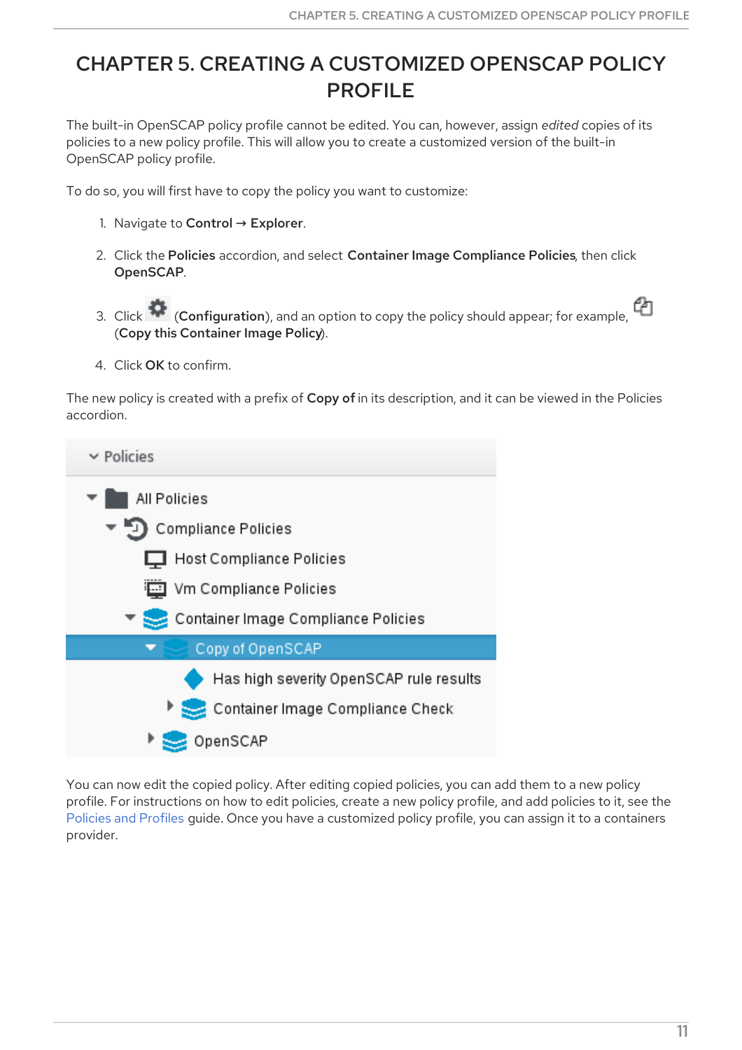# CHAPTER 5. CREATING A CUSTOMIZED OPENSCAP POLICY PROFILE

The built-in OpenSCAP policy profile cannot be edited. You can, however, assign *edited* copies of its policies to a new policy profile. This will allow you to create a customized version of the built-in OpenSCAP policy profile.

To do so, you will first have to copy the policy you want to customize:

1. Navigate to **Control** → **Explorer**.
2. Click the **Policies** accordion, and select **Container Image Compliance Policies**, then click **OpenSCAP**.
3. Click (**Configuration**), and an option to copy the policy should appear; for example, (**Copy this Container Image Policy**).
4. Click **OK** to confirm.

The new policy is created with a prefix of **Copy of** in its description, and it can be viewed in the Policies accordion.

You can now edit the copied policy. After editing copied policies, you can add them to a new policy profile. For instructions on how to edit policies, create a new policy profile, and add policies to it, see the Policies and Profiles guide. Once you have a customized policy profile, you can assign it to a containers provider.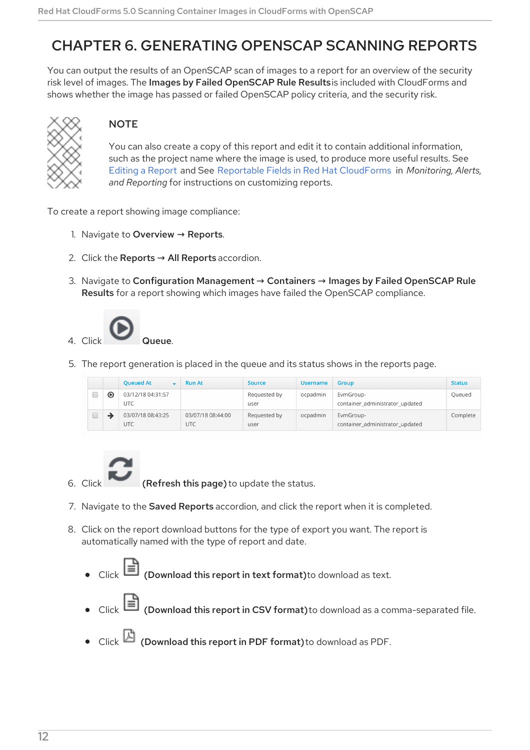# CHAPTER 6. GENERATING OPENSCAP SCANNING REPORTS

You can output the results of an OpenSCAP scan of images to a report for an overview of the security risk level of images. The **Images by Failed OpenSCAP Rule Results** is included with CloudForms and shows whether the image has passed or failed OpenSCAP policy criteria, and the security risk.

> **NOTE**
>
> You can also create a copy of this report and edit it to contain additional information, such as the project name where the image is used, to produce more useful results. See Editing a Report and See Reportable Fields in Red Hat CloudForms in *Monitoring, Alerts, and Reporting* for instructions on customizing reports.

To create a report showing image compliance:

1. Navigate to **Overview → Reports**.
2. Click the **Reports → All Reports** accordion.
3. Navigate to **Configuration Management → Containers → Images by Failed OpenSCAP Rule Results** for a report showing which images have failed the OpenSCAP compliance.
4. Click **Queue**.
5. The report generation is placed in the queue and its status shows in the reports page.

| | | Queued At | Run At | Source | Username | Group | Status |
|---|---|---|---|---|---|---|---|
| | | 03/12/18 04:31:57 UTC | | Requested by user | ocpadmin | EvmGroup-container_administrator_updated | Queued |
| | | 03/07/18 08:43:25 UTC | 03/07/18 08:44:00 UTC | Requested by user | ocpadmin | EvmGroup-container_administrator_updated | Complete |

6. Click **(Refresh this page)** to update the status.
7. Navigate to the **Saved Reports** accordion, and click the report when it is completed.
8. Click on the report download buttons for the type of export you want. The report is automatically named with the type of report and date.
    - Click **(Download this report in text format)** to download as text.
    - Click **(Download this report in CSV format)** to download as a comma-separated file.
    - Click **(Download this report in PDF format)** to download as PDF.